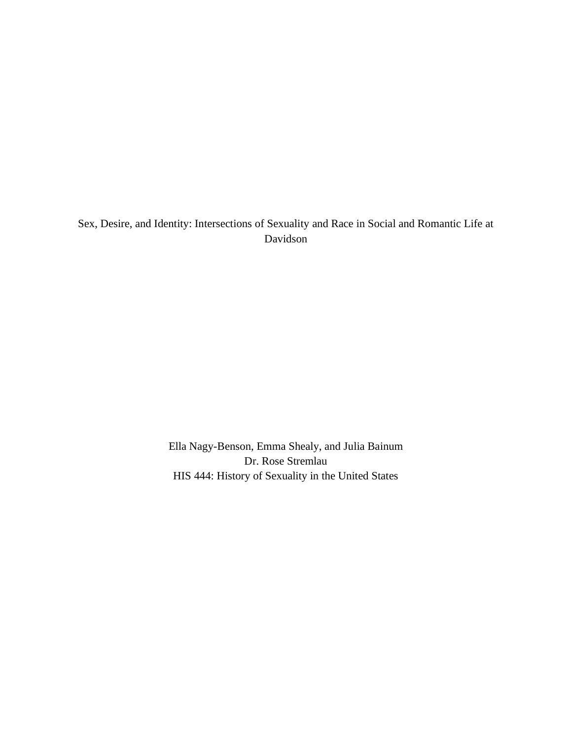# Sex, Desire, and Identity: Intersections of Sexuality and Race in Social and Romantic Life at Davidson

Ella Nagy-Benson, Emma Shealy, and Julia Bainum
Dr. Rose Stremlau
HIS 444: History of Sexuality in the United States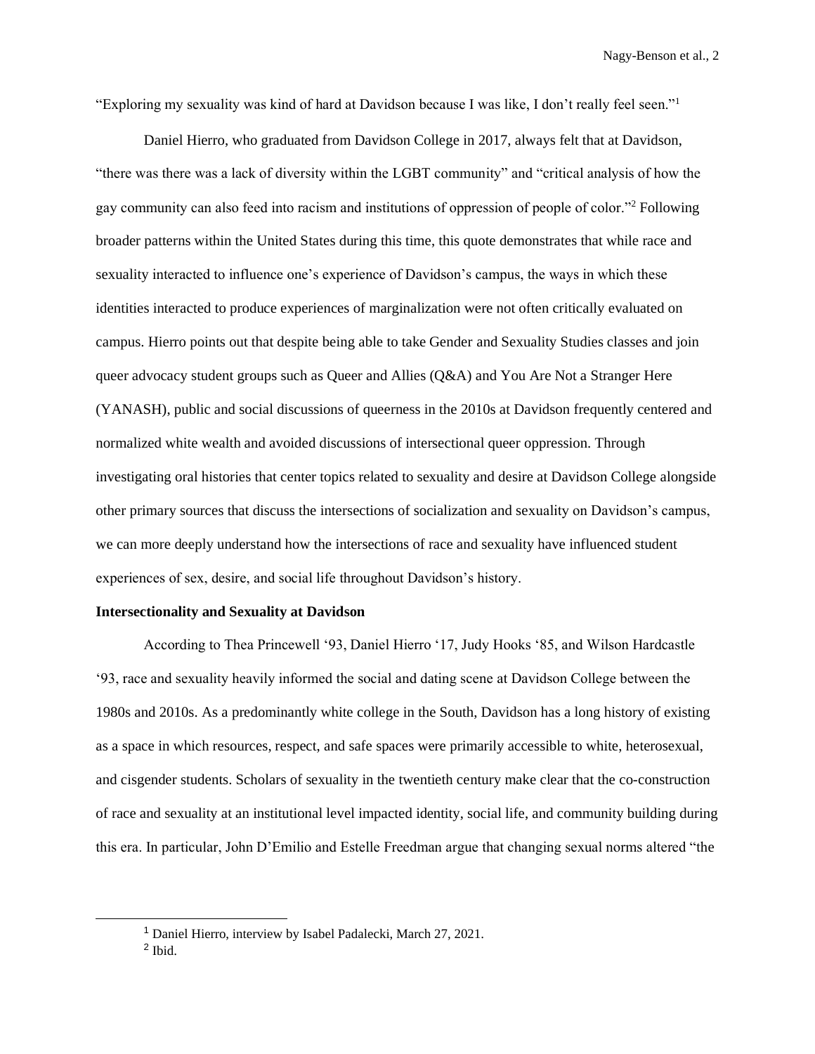"Exploring my sexuality was kind of hard at Davidson because I was like, I don't really feel seen."[1]

Daniel Hierro, who graduated from Davidson College in 2017, always felt that at Davidson, "there was there was a lack of diversity within the LGBT community" and "critical analysis of how the gay community can also feed into racism and institutions of oppression of people of color."[2] Following broader patterns within the United States during this time, this quote demonstrates that while race and sexuality interacted to influence one's experience of Davidson's campus, the ways in which these identities interacted to produce experiences of marginalization were not often critically evaluated on campus. Hierro points out that despite being able to take Gender and Sexuality Studies classes and join queer advocacy student groups such as Queer and Allies (Q&A) and You Are Not a Stranger Here (YANASH), public and social discussions of queerness in the 2010s at Davidson frequently centered and normalized white wealth and avoided discussions of intersectional queer oppression. Through investigating oral histories that center topics related to sexuality and desire at Davidson College alongside other primary sources that discuss the intersections of socialization and sexuality on Davidson's campus, we can more deeply understand how the intersections of race and sexuality have influenced student experiences of sex, desire, and social life throughout Davidson's history.

**Intersectionality and Sexuality at Davidson**

According to Thea Princewell '93, Daniel Hierro '17, Judy Hooks '85, and Wilson Hardcastle '93, race and sexuality heavily informed the social and dating scene at Davidson College between the 1980s and 2010s. As a predominantly white college in the South, Davidson has a long history of existing as a space in which resources, respect, and safe spaces were primarily accessible to white, heterosexual, and cisgender students. Scholars of sexuality in the twentieth century make clear that the co-construction of race and sexuality at an institutional level impacted identity, social life, and community building during this era. In particular, John D'Emilio and Estelle Freedman argue that changing sexual norms altered "the

[1] Daniel Hierro, interview by Isabel Padalecki, March 27, 2021.

[2] Ibid.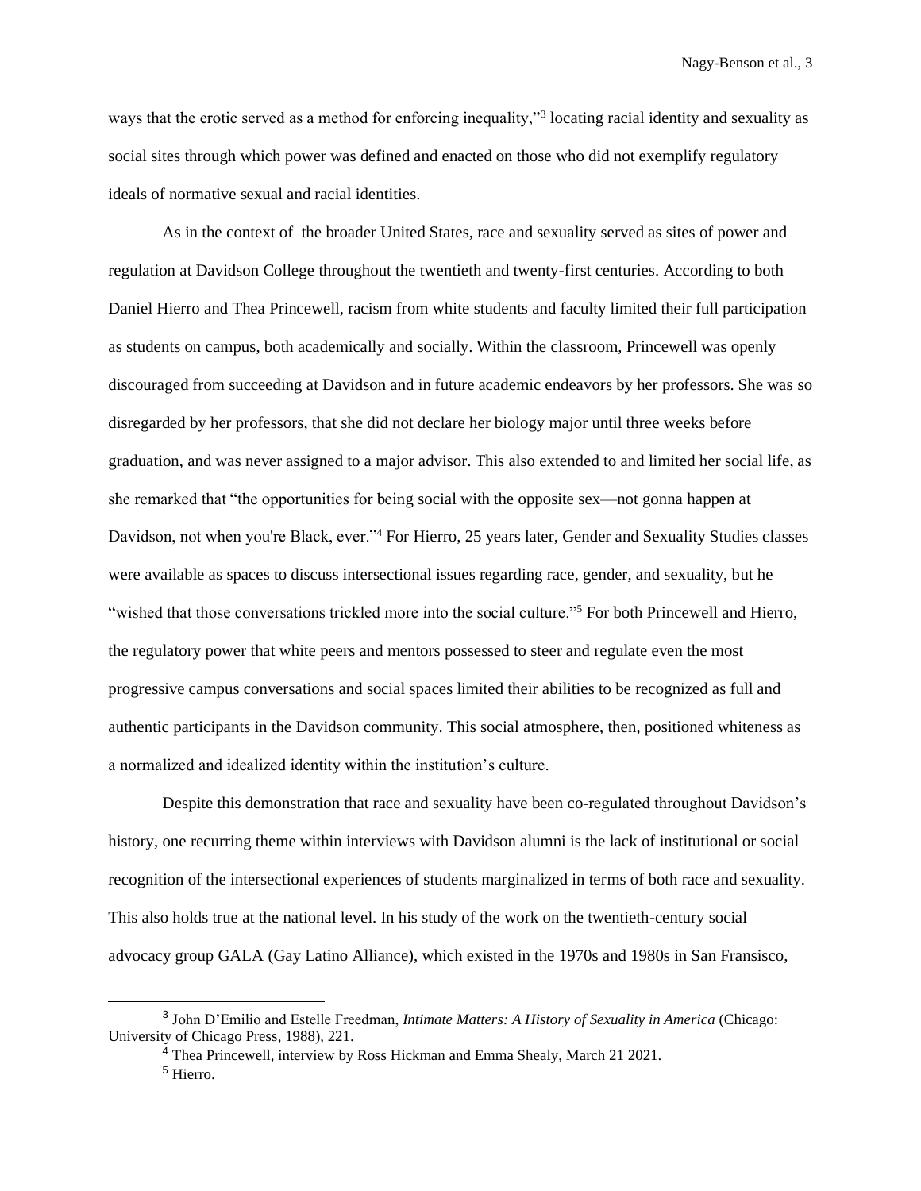ways that the erotic served as a method for enforcing inequality,"[3] locating racial identity and sexuality as social sites through which power was defined and enacted on those who did not exemplify regulatory ideals of normative sexual and racial identities.

As in the context of the broader United States, race and sexuality served as sites of power and regulation at Davidson College throughout the twentieth and twenty-first centuries. According to both Daniel Hierro and Thea Princewell, racism from white students and faculty limited their full participation as students on campus, both academically and socially. Within the classroom, Princewell was openly discouraged from succeeding at Davidson and in future academic endeavors by her professors. She was so disregarded by her professors, that she did not declare her biology major until three weeks before graduation, and was never assigned to a major advisor. This also extended to and limited her social life, as she remarked that "the opportunities for being social with the opposite sex—not gonna happen at Davidson, not when you're Black, ever."[4] For Hierro, 25 years later, Gender and Sexuality Studies classes were available as spaces to discuss intersectional issues regarding race, gender, and sexuality, but he "wished that those conversations trickled more into the social culture."[5] For both Princewell and Hierro, the regulatory power that white peers and mentors possessed to steer and regulate even the most progressive campus conversations and social spaces limited their abilities to be recognized as full and authentic participants in the Davidson community. This social atmosphere, then, positioned whiteness as a normalized and idealized identity within the institution's culture.

Despite this demonstration that race and sexuality have been co-regulated throughout Davidson's history, one recurring theme within interviews with Davidson alumni is the lack of institutional or social recognition of the intersectional experiences of students marginalized in terms of both race and sexuality. This also holds true at the national level. In his study of the work on the twentieth-century social advocacy group GALA (Gay Latino Alliance), which existed in the 1970s and 1980s in San Fransisco,

---

[3] John D'Emilio and Estelle Freedman, *Intimate Matters: A History of Sexuality in America* (Chicago: University of Chicago Press, 1988), 221.

[4] Thea Princewell, interview by Ross Hickman and Emma Shealy, March 21 2021.

[5] Hierro.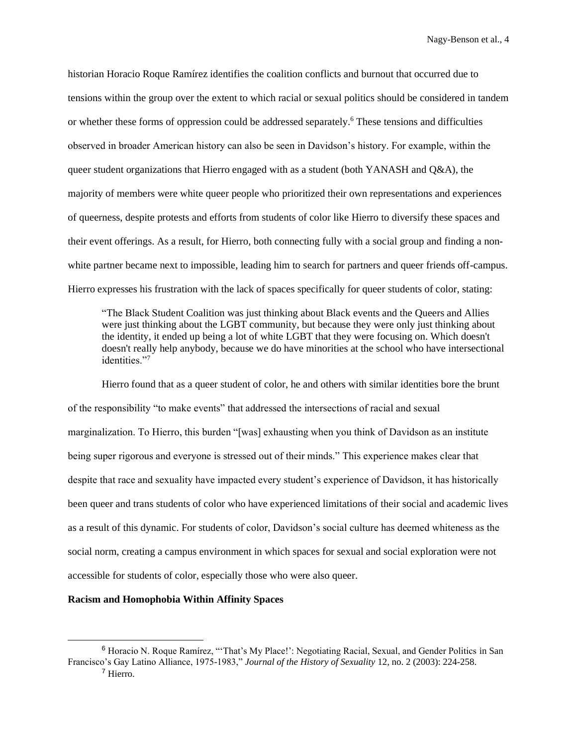historian Horacio Roque Ramírez identifies the coalition conflicts and burnout that occurred due to tensions within the group over the extent to which racial or sexual politics should be considered in tandem or whether these forms of oppression could be addressed separately.[6] These tensions and difficulties observed in broader American history can also be seen in Davidson's history. For example, within the queer student organizations that Hierro engaged with as a student (both YANASH and Q&A), the majority of members were white queer people who prioritized their own representations and experiences of queerness, despite protests and efforts from students of color like Hierro to diversify these spaces and their event offerings. As a result, for Hierro, both connecting fully with a social group and finding a non-white partner became next to impossible, leading him to search for partners and queer friends off-campus. Hierro expresses his frustration with the lack of spaces specifically for queer students of color, stating:

> "The Black Student Coalition was just thinking about Black events and the Queers and Allies were just thinking about the LGBT community, but because they were only just thinking about the identity, it ended up being a lot of white LGBT that they were focusing on. Which doesn't doesn't really help anybody, because we do have minorities at the school who have intersectional identities."[7]

Hierro found that as a queer student of color, he and others with similar identities bore the brunt of the responsibility "to make events" that addressed the intersections of racial and sexual marginalization. To Hierro, this burden "[was] exhausting when you think of Davidson as an institute being super rigorous and everyone is stressed out of their minds." This experience makes clear that despite that race and sexuality have impacted every student's experience of Davidson, it has historically been queer and trans students of color who have experienced limitations of their social and academic lives as a result of this dynamic. For students of color, Davidson's social culture has deemed whiteness as the social norm, creating a campus environment in which spaces for sexual and social exploration were not accessible for students of color, especially those who were also queer.

**Racism and Homophobia Within Affinity Spaces**

---

[6] Horacio N. Roque Ramírez, "'That's My Place!': Negotiating Racial, Sexual, and Gender Politics in San Francisco's Gay Latino Alliance, 1975-1983," *Journal of the History of Sexuality* 12, no. 2 (2003): 224-258.

[7] Hierro.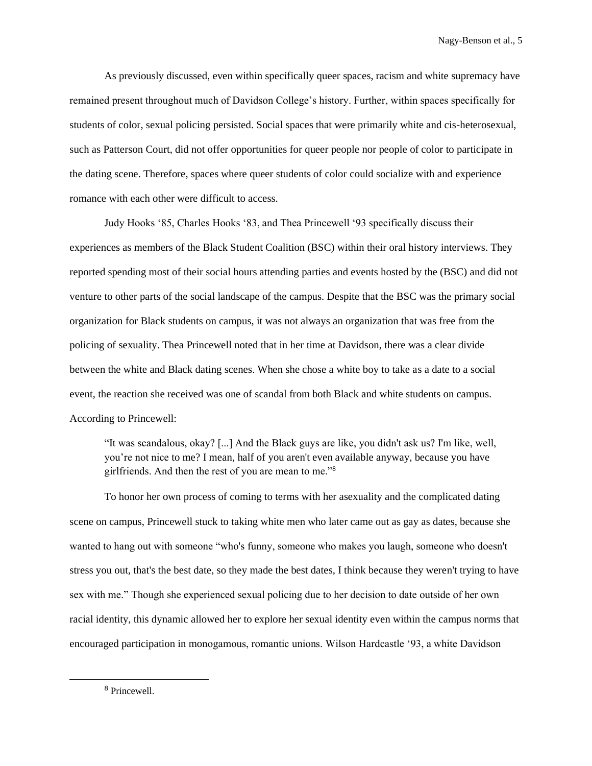As previously discussed, even within specifically queer spaces, racism and white supremacy have remained present throughout much of Davidson College's history. Further, within spaces specifically for students of color, sexual policing persisted. Social spaces that were primarily white and cis-heterosexual, such as Patterson Court, did not offer opportunities for queer people nor people of color to participate in the dating scene. Therefore, spaces where queer students of color could socialize with and experience romance with each other were difficult to access.

Judy Hooks '85, Charles Hooks '83, and Thea Princewell '93 specifically discuss their experiences as members of the Black Student Coalition (BSC) within their oral history interviews. They reported spending most of their social hours attending parties and events hosted by the (BSC) and did not venture to other parts of the social landscape of the campus. Despite that the BSC was the primary social organization for Black students on campus, it was not always an organization that was free from the policing of sexuality. Thea Princewell noted that in her time at Davidson, there was a clear divide between the white and Black dating scenes. When she chose a white boy to take as a date to a social event, the reaction she received was one of scandal from both Black and white students on campus. According to Princewell:

> "It was scandalous, okay? [...] And the Black guys are like, you didn't ask us? I'm like, well, you're not nice to me? I mean, half of you aren't even available anyway, because you have girlfriends. And then the rest of you are mean to me."[8]

To honor her own process of coming to terms with her asexuality and the complicated dating scene on campus, Princewell stuck to taking white men who later came out as gay as dates, because she wanted to hang out with someone "who's funny, someone who makes you laugh, someone who doesn't stress you out, that's the best date, so they made the best dates, I think because they weren't trying to have sex with me." Though she experienced sexual policing due to her decision to date outside of her own racial identity, this dynamic allowed her to explore her sexual identity even within the campus norms that encouraged participation in monogamous, romantic unions. Wilson Hardcastle '93, a white Davidson

[8] Princewell.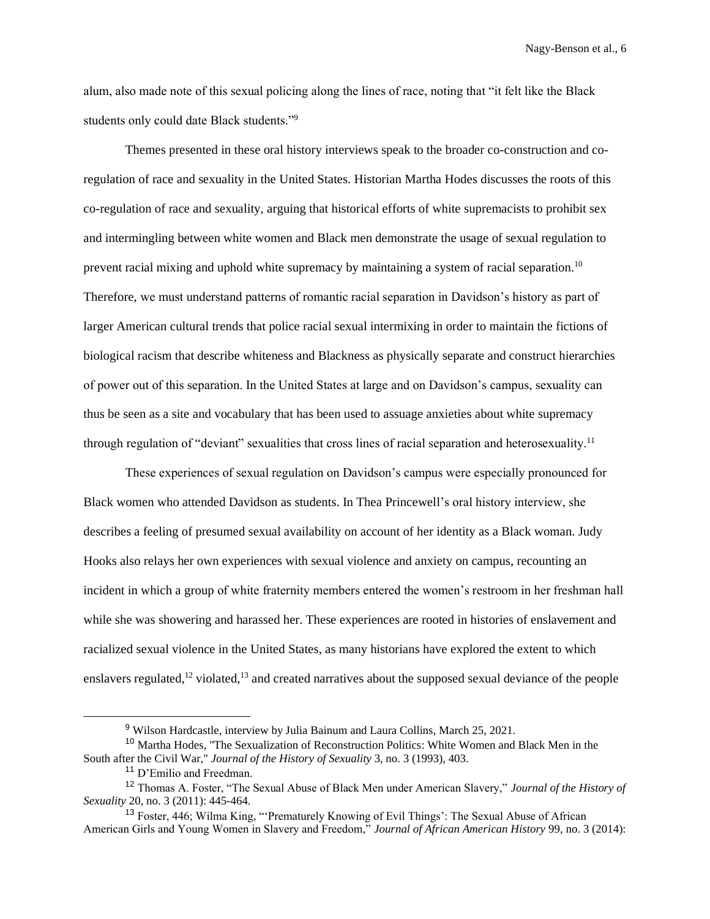alum, also made note of this sexual policing along the lines of race, noting that "it felt like the Black students only could date Black students."[9]

Themes presented in these oral history interviews speak to the broader co-construction and co-regulation of race and sexuality in the United States. Historian Martha Hodes discusses the roots of this co-regulation of race and sexuality, arguing that historical efforts of white supremacists to prohibit sex and intermingling between white women and Black men demonstrate the usage of sexual regulation to prevent racial mixing and uphold white supremacy by maintaining a system of racial separation.[10] Therefore, we must understand patterns of romantic racial separation in Davidson's history as part of larger American cultural trends that police racial sexual intermixing in order to maintain the fictions of biological racism that describe whiteness and Blackness as physically separate and construct hierarchies of power out of this separation. In the United States at large and on Davidson's campus, sexuality can thus be seen as a site and vocabulary that has been used to assuage anxieties about white supremacy through regulation of "deviant" sexualities that cross lines of racial separation and heterosexuality.[11]

These experiences of sexual regulation on Davidson's campus were especially pronounced for Black women who attended Davidson as students. In Thea Princewell's oral history interview, she describes a feeling of presumed sexual availability on account of her identity as a Black woman. Judy Hooks also relays her own experiences with sexual violence and anxiety on campus, recounting an incident in which a group of white fraternity members entered the women's restroom in her freshman hall while she was showering and harassed her. These experiences are rooted in histories of enslavement and racialized sexual violence in the United States, as many historians have explored the extent to which enslavers regulated,[12] violated,[13] and created narratives about the supposed sexual deviance of the people

---

[9] Wilson Hardcastle, interview by Julia Bainum and Laura Collins, March 25, 2021.

[10] Martha Hodes, "The Sexualization of Reconstruction Politics: White Women and Black Men in the South after the Civil War," *Journal of the History of Sexuality* 3, no. 3 (1993), 403.

[11] D'Emilio and Freedman.

[12] Thomas A. Foster, "The Sexual Abuse of Black Men under American Slavery," *Journal of the History of Sexuality* 20, no. 3 (2011): 445-464.

[13] Foster, 446; Wilma King, "'Prematurely Knowing of Evil Things': The Sexual Abuse of African American Girls and Young Women in Slavery and Freedom," *Journal of African American History* 99, no. 3 (2014):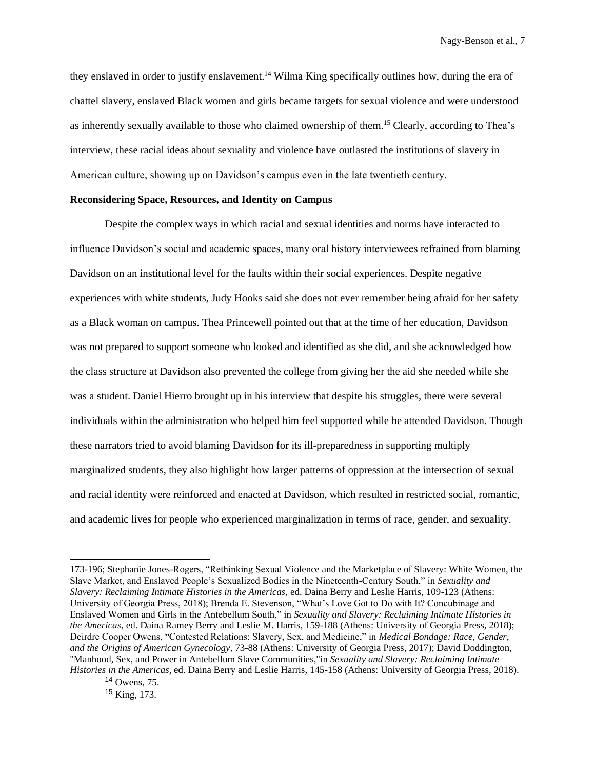they enslaved in order to justify enslavement.[14] Wilma King specifically outlines how, during the era of chattel slavery, enslaved Black women and girls became targets for sexual violence and were understood as inherently sexually available to those who claimed ownership of them.[15] Clearly, according to Thea's interview, these racial ideas about sexuality and violence have outlasted the institutions of slavery in American culture, showing up on Davidson's campus even in the late twentieth century.

**Reconsidering Space, Resources, and Identity on Campus**

Despite the complex ways in which racial and sexual identities and norms have interacted to influence Davidson's social and academic spaces, many oral history interviewees refrained from blaming Davidson on an institutional level for the faults within their social experiences. Despite negative experiences with white students, Judy Hooks said she does not ever remember being afraid for her safety as a Black woman on campus. Thea Princewell pointed out that at the time of her education, Davidson was not prepared to support someone who looked and identified as she did, and she acknowledged how the class structure at Davidson also prevented the college from giving her the aid she needed while she was a student. Daniel Hierro brought up in his interview that despite his struggles, there were several individuals within the administration who helped him feel supported while he attended Davidson. Though these narrators tried to avoid blaming Davidson for its ill-preparedness in supporting multiply marginalized students, they also highlight how larger patterns of oppression at the intersection of sexual and racial identity were reinforced and enacted at Davidson, which resulted in restricted social, romantic, and academic lives for people who experienced marginalization in terms of race, gender, and sexuality.

---

173-196; Stephanie Jones-Rogers, "Rethinking Sexual Violence and the Marketplace of Slavery: White Women, the Slave Market, and Enslaved People's Sexualized Bodies in the Nineteenth-Century South," in *Sexuality and Slavery: Reclaiming Intimate Histories in the Americas*, ed. Daina Berry and Leslie Harris, 109-123 (Athens: University of Georgia Press, 2018); Brenda E. Stevenson, "What's Love Got to Do with It? Concubinage and Enslaved Women and Girls in the Antebellum South," in *Sexuality and Slavery: Reclaiming Intimate Histories in the Americas*, ed. Daina Ramey Berry and Leslie M. Harris, 159-188 (Athens: University of Georgia Press, 2018); Deirdre Cooper Owens, "Contested Relations: Slavery, Sex, and Medicine," in *Medical Bondage: Race, Gender, and the Origins of American Gynecology,* 73-88 (Athens: University of Georgia Press, 2017); David Doddington, "Manhood, Sex, and Power in Antebellum Slave Communities,"in *Sexuality and Slavery: Reclaiming Intimate Histories in the Americas*, ed. Daina Berry and Leslie Harris, 145-158 (Athens: University of Georgia Press, 2018).

[14] Owens, 75.

[15] King, 173.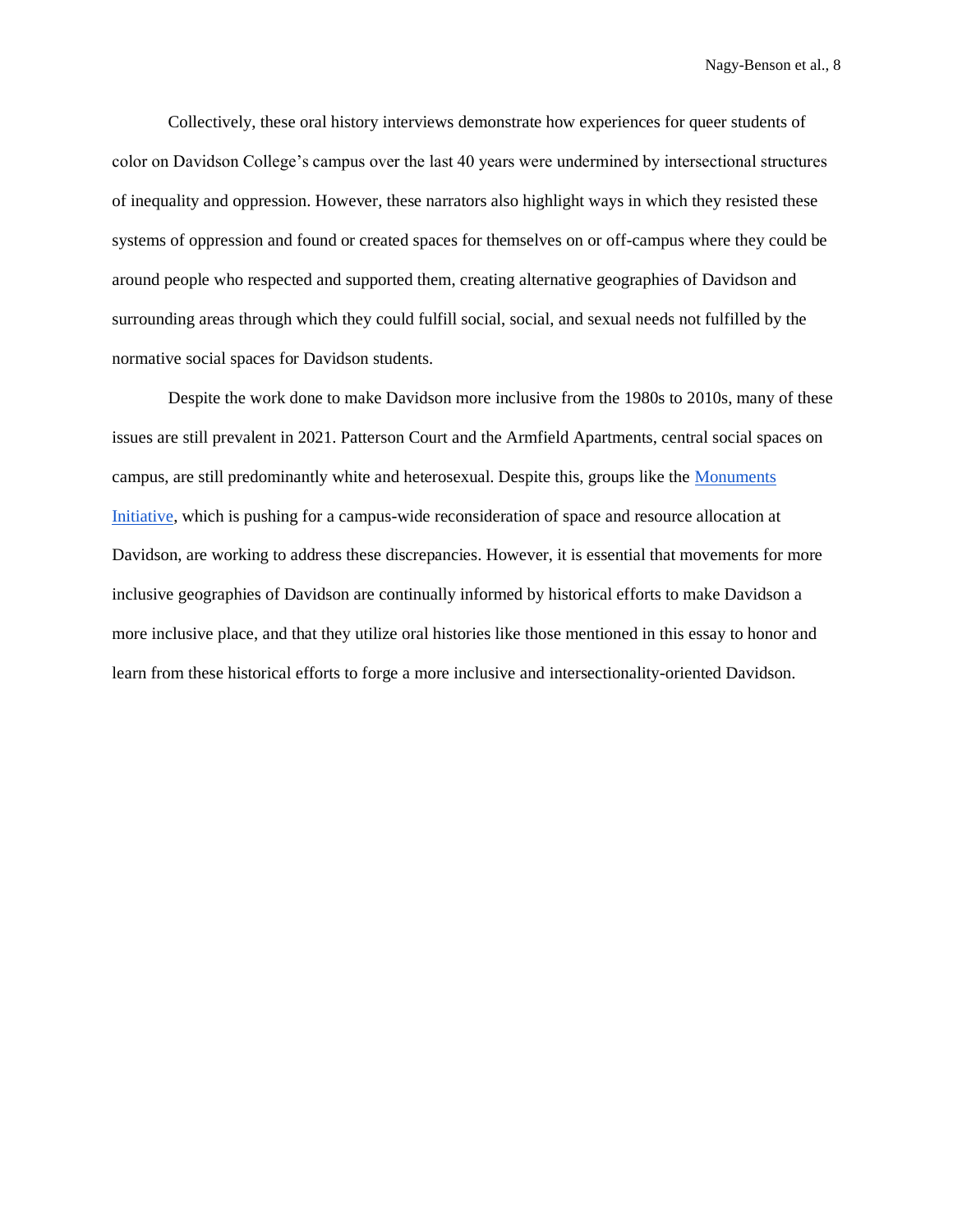Collectively, these oral history interviews demonstrate how experiences for queer students of color on Davidson College's campus over the last 40 years were undermined by intersectional structures of inequality and oppression. However, these narrators also highlight ways in which they resisted these systems of oppression and found or created spaces for themselves on or off-campus where they could be around people who respected and supported them, creating alternative geographies of Davidson and surrounding areas through which they could fulfill social, social, and sexual needs not fulfilled by the normative social spaces for Davidson students.

Despite the work done to make Davidson more inclusive from the 1980s to 2010s, many of these issues are still prevalent in 2021. Patterson Court and the Armfield Apartments, central social spaces on campus, are still predominantly white and heterosexual. Despite this, groups like the Monuments Initiative, which is pushing for a campus-wide reconsideration of space and resource allocation at Davidson, are working to address these discrepancies. However, it is essential that movements for more inclusive geographies of Davidson are continually informed by historical efforts to make Davidson a more inclusive place, and that they utilize oral histories like those mentioned in this essay to honor and learn from these historical efforts to forge a more inclusive and intersectionality-oriented Davidson.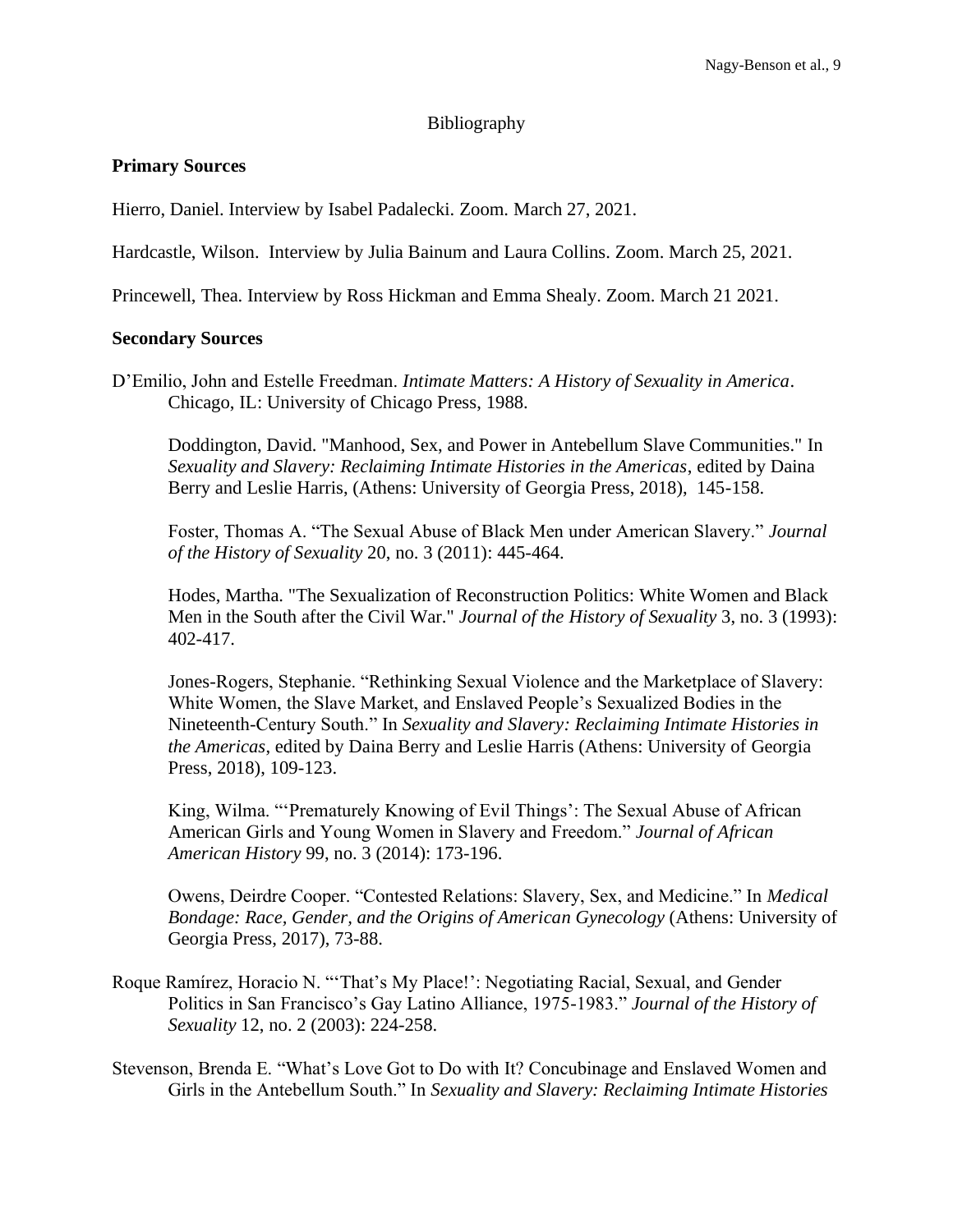# Bibliography

**Primary Sources**

Hierro, Daniel. Interview by Isabel Padalecki. Zoom. March 27, 2021.

Hardcastle, Wilson. Interview by Julia Bainum and Laura Collins. Zoom. March 25, 2021.

Princewell, Thea. Interview by Ross Hickman and Emma Shealy. Zoom. March 21 2021.

**Secondary Sources**

D'Emilio, John and Estelle Freedman. *Intimate Matters: A History of Sexuality in America*. Chicago, IL: University of Chicago Press, 1988.

Doddington, David. "Manhood, Sex, and Power in Antebellum Slave Communities." In *Sexuality and Slavery: Reclaiming Intimate Histories in the Americas*, edited by Daina Berry and Leslie Harris, (Athens: University of Georgia Press, 2018), 145-158.

Foster, Thomas A. "The Sexual Abuse of Black Men under American Slavery." *Journal of the History of Sexuality* 20, no. 3 (2011): 445-464.

Hodes, Martha. "The Sexualization of Reconstruction Politics: White Women and Black Men in the South after the Civil War." *Journal of the History of Sexuality* 3, no. 3 (1993): 402-417.

Jones-Rogers, Stephanie. "Rethinking Sexual Violence and the Marketplace of Slavery: White Women, the Slave Market, and Enslaved People's Sexualized Bodies in the Nineteenth-Century South." In *Sexuality and Slavery: Reclaiming Intimate Histories in the Americas*, edited by Daina Berry and Leslie Harris (Athens: University of Georgia Press, 2018), 109-123.

King, Wilma. "'Prematurely Knowing of Evil Things': The Sexual Abuse of African American Girls and Young Women in Slavery and Freedom." *Journal of African American History* 99, no. 3 (2014): 173-196.

Owens, Deirdre Cooper. "Contested Relations: Slavery, Sex, and Medicine." In *Medical Bondage: Race, Gender, and the Origins of American Gynecology* (Athens: University of Georgia Press, 2017), 73-88.

Roque Ramírez, Horacio N. "'That's My Place!': Negotiating Racial, Sexual, and Gender Politics in San Francisco's Gay Latino Alliance, 1975-1983." *Journal of the History of Sexuality* 12, no. 2 (2003): 224-258.

Stevenson, Brenda E. "What's Love Got to Do with It? Concubinage and Enslaved Women and Girls in the Antebellum South." In *Sexuality and Slavery: Reclaiming Intimate Histories*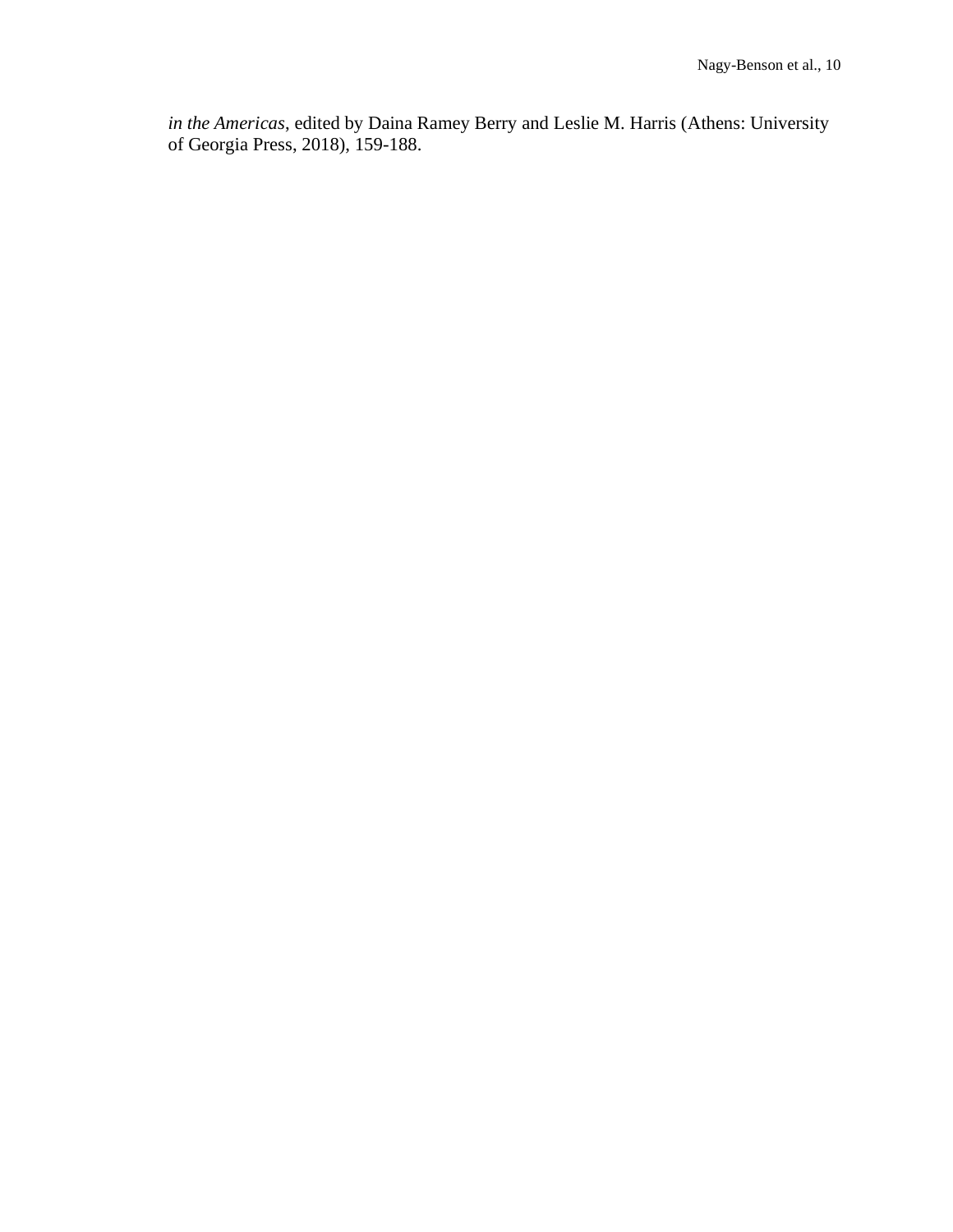*in the Americas*, edited by Daina Ramey Berry and Leslie M. Harris (Athens: University of Georgia Press, 2018), 159-188.